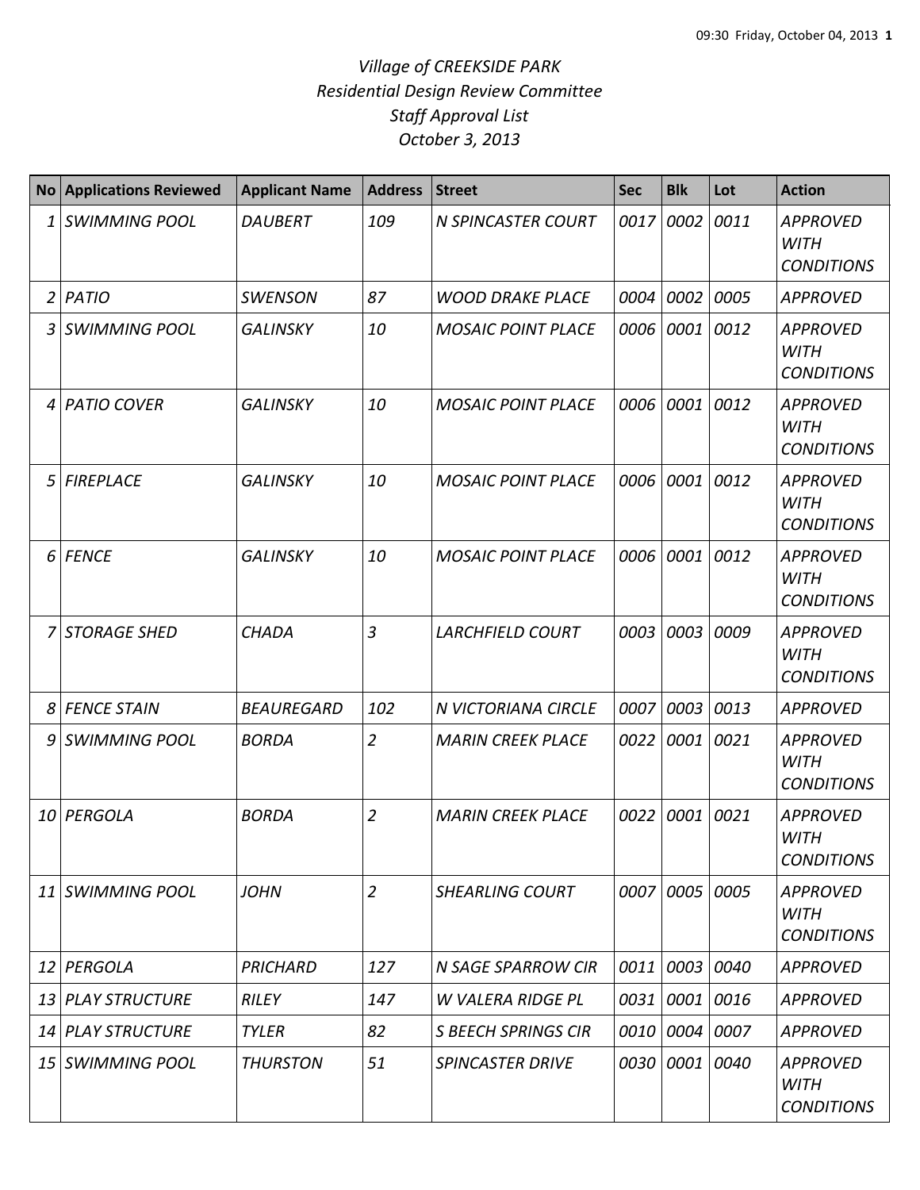*Village of CREEKSIDE PARK*
*Residential Design Review Committee*
*Staff Approval List*
*October 3, 2013*

| No | Applications Reviewed | Applicant Name | Address | Street | Sec | Blk | Lot | Action |
|---|---|---|---|---|---|---|---|---|
| *1* | *SWIMMING POOL* | *DAUBERT* | *109* | *N SPINCASTER COURT* | *0017* | *0002* | *0011* | *APPROVED WITH CONDITIONS* |
| *2* | *PATIO* | *SWENSON* | *87* | *WOOD DRAKE PLACE* | *0004* | *0002* | *0005* | *APPROVED* |
| *3* | *SWIMMING POOL* | *GALINSKY* | *10* | *MOSAIC POINT PLACE* | *0006* | *0001* | *0012* | *APPROVED WITH CONDITIONS* |
| *4* | *PATIO COVER* | *GALINSKY* | *10* | *MOSAIC POINT PLACE* | *0006* | *0001* | *0012* | *APPROVED WITH CONDITIONS* |
| *5* | *FIREPLACE* | *GALINSKY* | *10* | *MOSAIC POINT PLACE* | *0006* | *0001* | *0012* | *APPROVED WITH CONDITIONS* |
| *6* | *FENCE* | *GALINSKY* | *10* | *MOSAIC POINT PLACE* | *0006* | *0001* | *0012* | *APPROVED WITH CONDITIONS* |
| *7* | *STORAGE SHED* | *CHADA* | *3* | *LARCHFIELD COURT* | *0003* | *0003* | *0009* | *APPROVED WITH CONDITIONS* |
| *8* | *FENCE STAIN* | *BEAUREGARD* | *102* | *N VICTORIANA CIRCLE* | *0007* | *0003* | *0013* | *APPROVED* |
| *9* | *SWIMMING POOL* | *BORDA* | *2* | *MARIN CREEK PLACE* | *0022* | *0001* | *0021* | *APPROVED WITH CONDITIONS* |
| *10* | *PERGOLA* | *BORDA* | *2* | *MARIN CREEK PLACE* | *0022* | *0001* | *0021* | *APPROVED WITH CONDITIONS* |
| *11* | *SWIMMING POOL* | *JOHN* | *2* | *SHEARLING COURT* | *0007* | *0005* | *0005* | *APPROVED WITH CONDITIONS* |
| *12* | *PERGOLA* | *PRICHARD* | *127* | *N SAGE SPARROW CIR* | *0011* | *0003* | *0040* | *APPROVED* |
| *13* | *PLAY STRUCTURE* | *RILEY* | *147* | *W VALERA RIDGE PL* | *0031* | *0001* | *0016* | *APPROVED* |
| *14* | *PLAY STRUCTURE* | *TYLER* | *82* | *S BEECH SPRINGS CIR* | *0010* | *0004* | *0007* | *APPROVED* |
| *15* | *SWIMMING POOL* | *THURSTON* | *51* | *SPINCASTER DRIVE* | *0030* | *0001* | *0040* | *APPROVED WITH CONDITIONS* |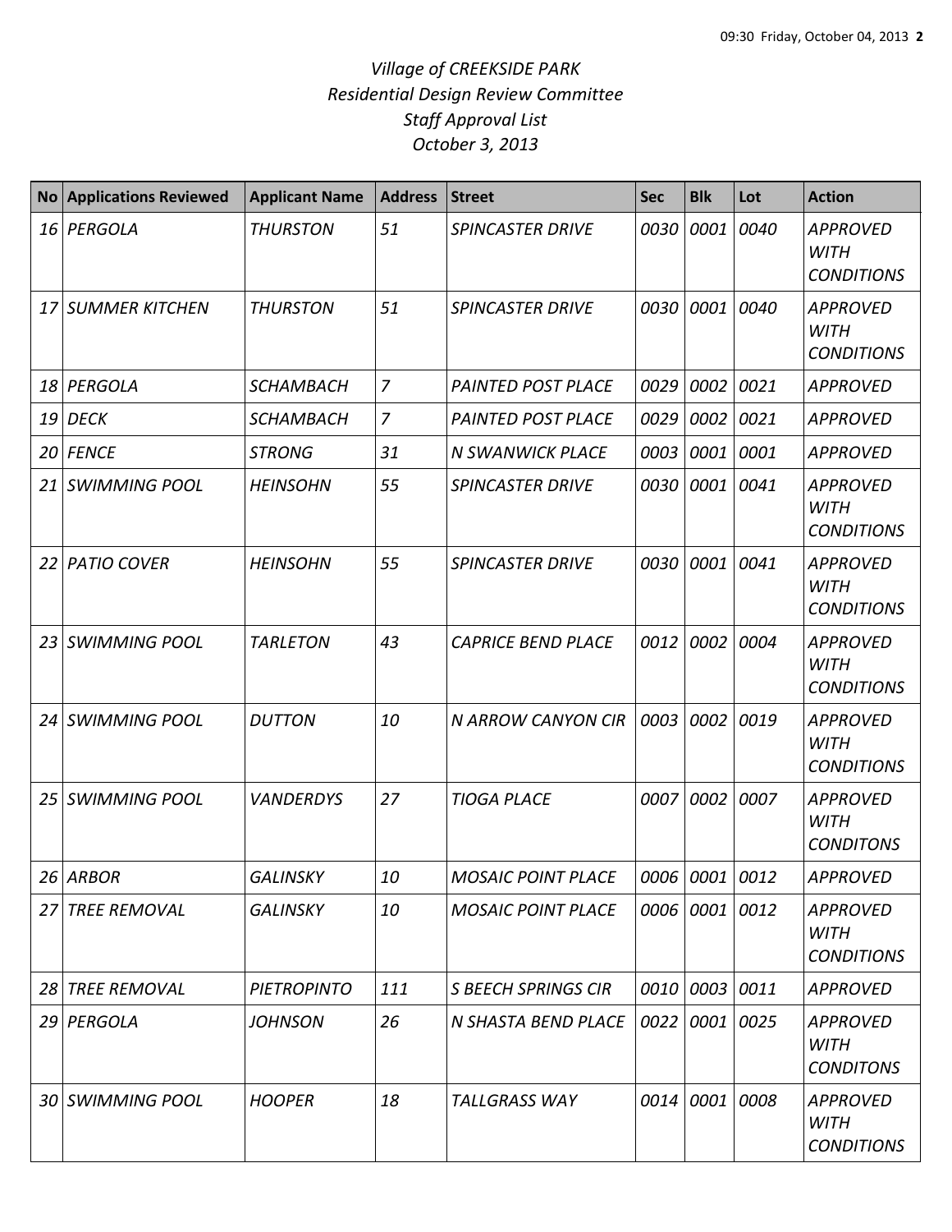*Village of CREEKSIDE PARK*
*Residential Design Review Committee*
*Staff Approval List*
*October 3, 2013*

| No | Applications Reviewed | Applicant Name | Address | Street | Sec | Blk | Lot | Action |
|---|---|---|---|---|---|---|---|---|
| 16 | PERGOLA | THURSTON | 51 | SPINCASTER DRIVE | 0030 | 0001 | 0040 | APPROVED WITH CONDITIONS |
| 17 | SUMMER KITCHEN | THURSTON | 51 | SPINCASTER DRIVE | 0030 | 0001 | 0040 | APPROVED WITH CONDITIONS |
| 18 | PERGOLA | SCHAMBACH | 7 | PAINTED POST PLACE | 0029 | 0002 | 0021 | APPROVED |
| 19 | DECK | SCHAMBACH | 7 | PAINTED POST PLACE | 0029 | 0002 | 0021 | APPROVED |
| 20 | FENCE | STRONG | 31 | N SWANWICK PLACE | 0003 | 0001 | 0001 | APPROVED |
| 21 | SWIMMING POOL | HEINSOHN | 55 | SPINCASTER DRIVE | 0030 | 0001 | 0041 | APPROVED WITH CONDITIONS |
| 22 | PATIO COVER | HEINSOHN | 55 | SPINCASTER DRIVE | 0030 | 0001 | 0041 | APPROVED WITH CONDITIONS |
| 23 | SWIMMING POOL | TARLETON | 43 | CAPRICE BEND PLACE | 0012 | 0002 | 0004 | APPROVED WITH CONDITIONS |
| 24 | SWIMMING POOL | DUTTON | 10 | N ARROW CANYON CIR | 0003 | 0002 | 0019 | APPROVED WITH CONDITIONS |
| 25 | SWIMMING POOL | VANDERDYS | 27 | TIOGA PLACE | 0007 | 0002 | 0007 | APPROVED WITH CONDITONS |
| 26 | ARBOR | GALINSKY | 10 | MOSAIC POINT PLACE | 0006 | 0001 | 0012 | APPROVED |
| 27 | TREE REMOVAL | GALINSKY | 10 | MOSAIC POINT PLACE | 0006 | 0001 | 0012 | APPROVED WITH CONDITIONS |
| 28 | TREE REMOVAL | PIETROPINTO | 111 | S BEECH SPRINGS CIR | 0010 | 0003 | 0011 | APPROVED |
| 29 | PERGOLA | JOHNSON | 26 | N SHASTA BEND PLACE | 0022 | 0001 | 0025 | APPROVED WITH CONDITONS |
| 30 | SWIMMING POOL | HOOPER | 18 | TALLGRASS WAY | 0014 | 0001 | 0008 | APPROVED WITH CONDITIONS |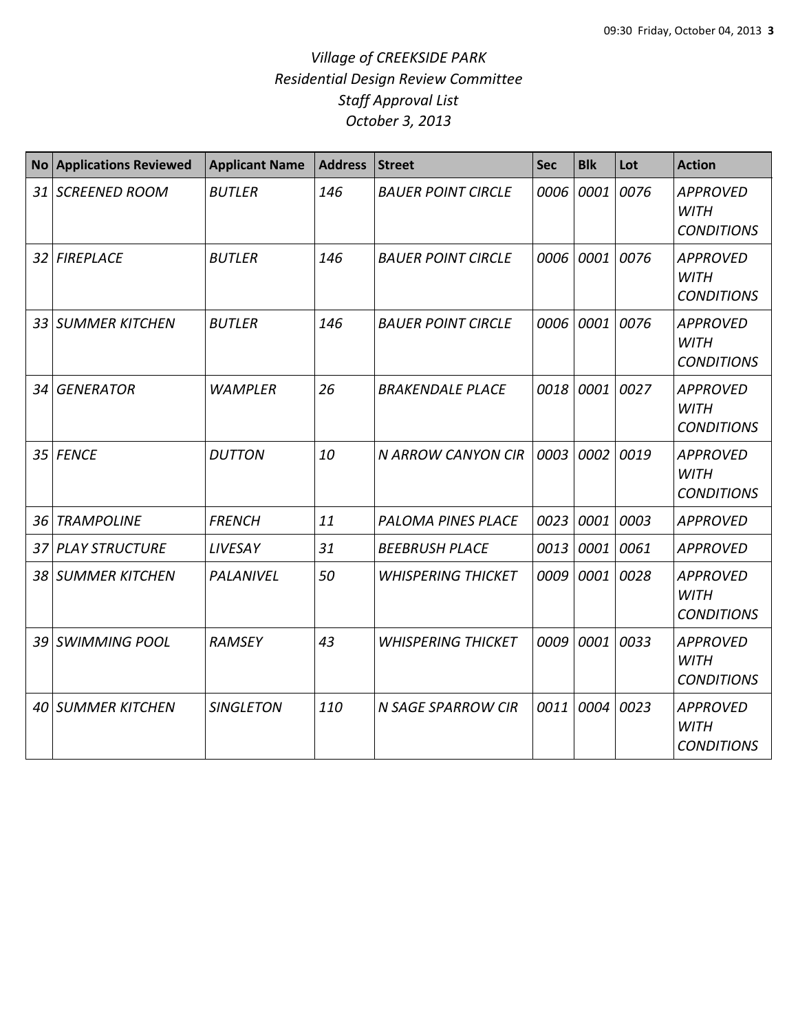*Village of CREEKSIDE PARK*
*Residential Design Review Committee*
*Staff Approval List*
*October 3, 2013*

| No | Applications Reviewed | Applicant Name | Address | Street | Sec | Blk | Lot | Action |
|---|---|---|---|---|---|---|---|---|
| 31 | SCREENED ROOM | BUTLER | 146 | BAUER POINT CIRCLE | 0006 | 0001 | 0076 | APPROVED WITH CONDITIONS |
| 32 | FIREPLACE | BUTLER | 146 | BAUER POINT CIRCLE | 0006 | 0001 | 0076 | APPROVED WITH CONDITIONS |
| 33 | SUMMER KITCHEN | BUTLER | 146 | BAUER POINT CIRCLE | 0006 | 0001 | 0076 | APPROVED WITH CONDITIONS |
| 34 | GENERATOR | WAMPLER | 26 | BRAKENDALE PLACE | 0018 | 0001 | 0027 | APPROVED WITH CONDITIONS |
| 35 | FENCE | DUTTON | 10 | N ARROW CANYON CIR | 0003 | 0002 | 0019 | APPROVED WITH CONDITIONS |
| 36 | TRAMPOLINE | FRENCH | 11 | PALOMA PINES PLACE | 0023 | 0001 | 0003 | APPROVED |
| 37 | PLAY STRUCTURE | LIVESAY | 31 | BEEBRUSH PLACE | 0013 | 0001 | 0061 | APPROVED |
| 38 | SUMMER KITCHEN | PALANIVEL | 50 | WHISPERING THICKET | 0009 | 0001 | 0028 | APPROVED WITH CONDITIONS |
| 39 | SWIMMING POOL | RAMSEY | 43 | WHISPERING THICKET | 0009 | 0001 | 0033 | APPROVED WITH CONDITIONS |
| 40 | SUMMER KITCHEN | SINGLETON | 110 | N SAGE SPARROW CIR | 0011 | 0004 | 0023 | APPROVED WITH CONDITIONS |